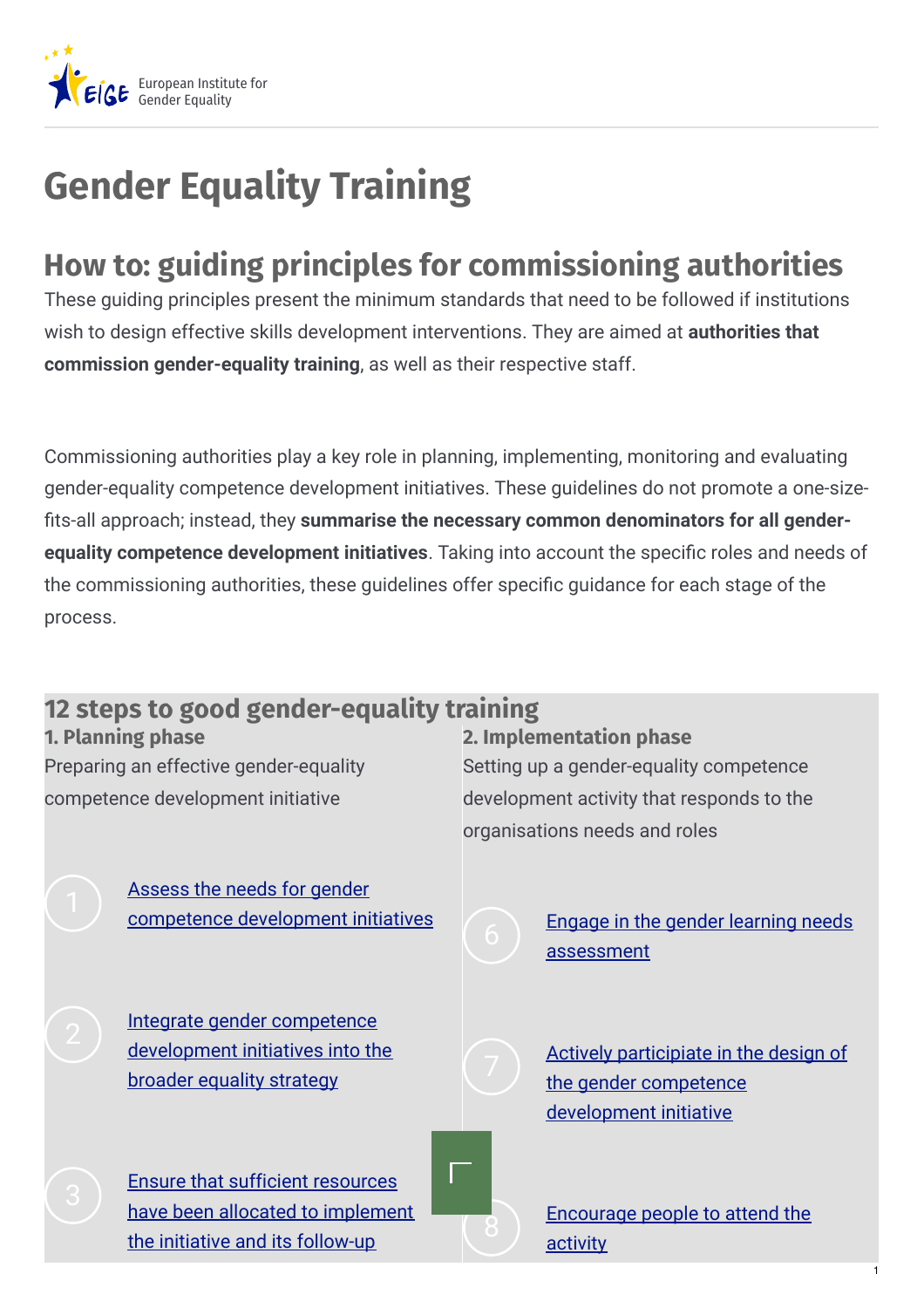# Gender Equality Training

## How to: guiding principles for commissioning authorities

These guiding principles present the minimum standards that need to be followed if institutions wish to design effective skills development interventions. They are aimed at **authorities that commission gender-equality training**, as well as their respective staff.

Commissioning authorities play a key role in planning, implementing, monitoring and evaluating gender-equality competence development initiatives. These guidelines do not promote a one-size-fits-all approach; instead, they **summarise the necessary common denominators for all gender-equality competence development initiatives**. Taking into account the specific roles and needs of the commissioning authorities, these guidelines offer specific guidance for each stage of the process.

## 12 steps to good gender-equality training

### 1. Planning phase

Preparing an effective gender-equality competence development initiative

1. Assess the needs for gender competence development initiatives
2. Integrate gender competence development initiatives into the broader equality strategy
3. Ensure that sufficient resources have been allocated to implement the initiative and its follow-up

### 2. Implementation phase

Setting up a gender-equality competence development activity that responds to the organisations needs and roles

6. Engage in the gender learning needs assessment
7. Actively participiate in the design of the gender competence development initiative
8. Encourage people to attend the activity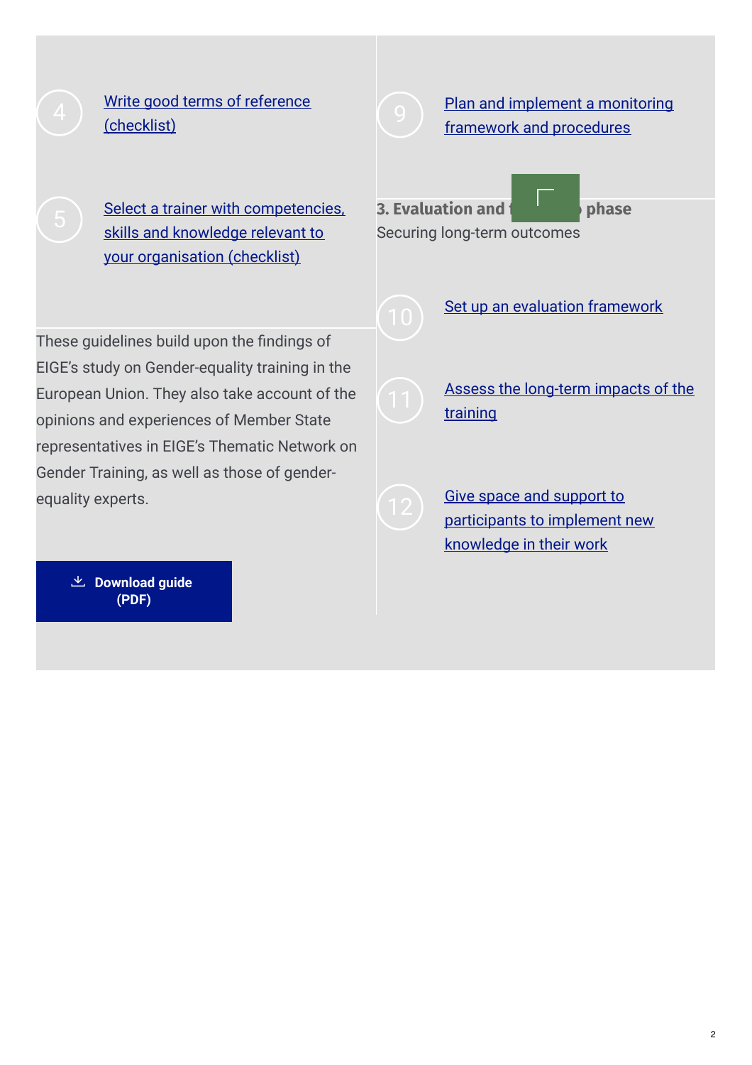4 Write good terms of reference (checklist)

5 Select a trainer with competencies, skills and knowledge relevant to your organisation (checklist)

These guidelines build upon the findings of EIGE's study on Gender-equality training in the European Union. They also take account of the opinions and experiences of Member State representatives in EIGE's Thematic Network on Gender Training, as well as those of gender-equality experts.

Download guide (PDF)

9 Plan and implement a monitoring framework and procedures

**3. Evaluation and f phase**

Securing long-term outcomes

10 Set up an evaluation framework

11 Assess the long-term impacts of the training

12 Give space and support to participants to implement new knowledge in their work